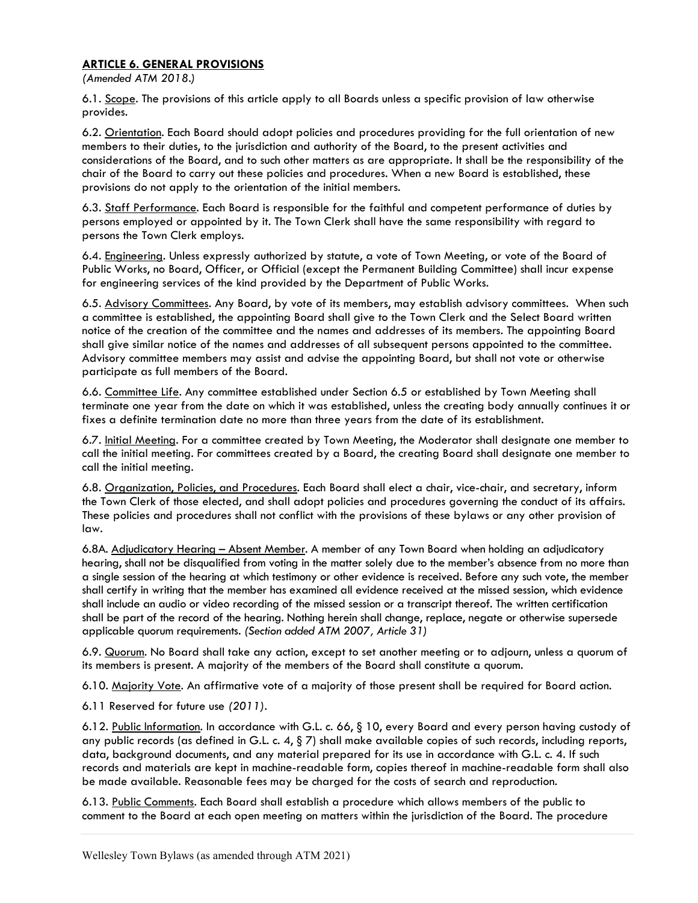## ARTICLE 6. GENERAL PROVISIONS

*(Amended ATM 2018.)*

6.1. Scope. The provisions of this article apply to all Boards unless a specific provision of law otherwise provides.

6.2. Orientation. Each Board should adopt policies and procedures providing for the full orientation of new members to their duties, to the jurisdiction and authority of the Board, to the present activities and considerations of the Board, and to such other matters as are appropriate. It shall be the responsibility of the chair of the Board to carry out these policies and procedures. When a new Board is established, these provisions do not apply to the orientation of the initial members.

6.3. Staff Performance. Each Board is responsible for the faithful and competent performance of duties by persons employed or appointed by it. The Town Clerk shall have the same responsibility with regard to persons the Town Clerk employs.

6.4. Engineering. Unless expressly authorized by statute, a vote of Town Meeting, or vote of the Board of Public Works, no Board, Officer, or Official (except the Permanent Building Committee) shall incur expense for engineering services of the kind provided by the Department of Public Works.

6.5. Advisory Committees. Any Board, by vote of its members, may establish advisory committees. When such a committee is established, the appointing Board shall give to the Town Clerk and the Select Board written notice of the creation of the committee and the names and addresses of its members. The appointing Board shall give similar notice of the names and addresses of all subsequent persons appointed to the committee. Advisory committee members may assist and advise the appointing Board, but shall not vote or otherwise participate as full members of the Board.

6.6. Committee Life. Any committee established under Section 6.5 or established by Town Meeting shall terminate one year from the date on which it was established, unless the creating body annually continues it or fixes a definite termination date no more than three years from the date of its establishment.

6.7. Initial Meeting. For a committee created by Town Meeting, the Moderator shall designate one member to call the initial meeting. For committees created by a Board, the creating Board shall designate one member to call the initial meeting.

6.8. Organization, Policies, and Procedures. Each Board shall elect a chair, vice-chair, and secretary, inform the Town Clerk of those elected, and shall adopt policies and procedures governing the conduct of its affairs. These policies and procedures shall not conflict with the provisions of these bylaws or any other provision of law.

6.8A. Adjudicatory Hearing – Absent Member. A member of any Town Board when holding an adjudicatory hearing, shall not be disqualified from voting in the matter solely due to the member's absence from no more than a single session of the hearing at which testimony or other evidence is received. Before any such vote, the member shall certify in writing that the member has examined all evidence received at the missed session, which evidence shall include an audio or video recording of the missed session or a transcript thereof. The written certification shall be part of the record of the hearing. Nothing herein shall change, replace, negate or otherwise supersede applicable quorum requirements. *(Section added ATM 2007, Article 31)*

6.9. Quorum. No Board shall take any action, except to set another meeting or to adjourn, unless a quorum of its members is present. A majority of the members of the Board shall constitute a quorum.

6.10. Majority Vote. An affirmative vote of a majority of those present shall be required for Board action.

6.11 Reserved for future use *(2011)*.

6.12. Public Information. In accordance with G.L. c. 66, § 10, every Board and every person having custody of any public records (as defined in G.L. c. 4, § 7) shall make available copies of such records, including reports, data, background documents, and any material prepared for its use in accordance with G.L. c. 4. If such records and materials are kept in machine-readable form, copies thereof in machine-readable form shall also be made available. Reasonable fees may be charged for the costs of search and reproduction.

6.13. Public Comments. Each Board shall establish a procedure which allows members of the public to comment to the Board at each open meeting on matters within the jurisdiction of the Board. The procedure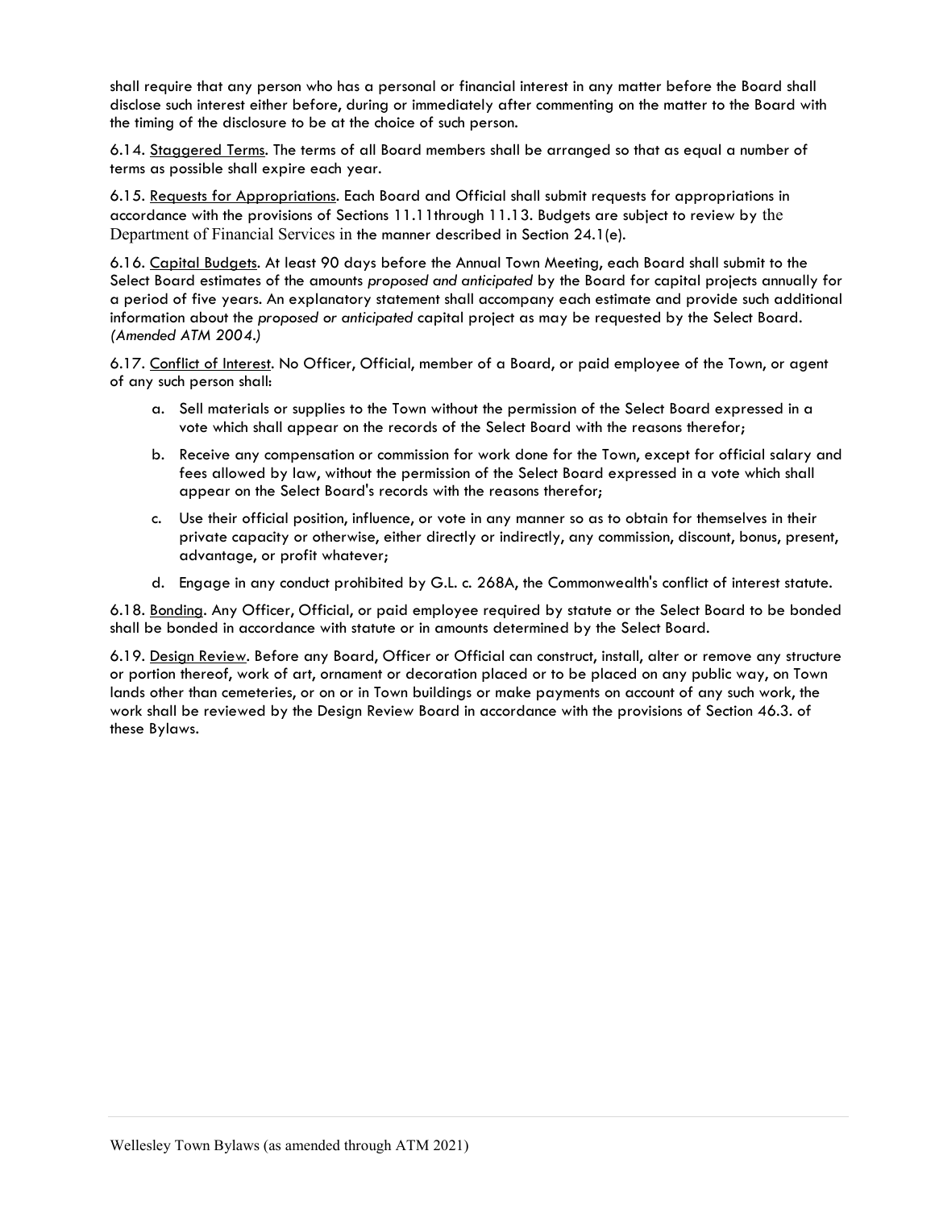shall require that any person who has a personal or financial interest in any matter before the Board shall disclose such interest either before, during or immediately after commenting on the matter to the Board with the timing of the disclosure to be at the choice of such person.

6.14. Staggered Terms. The terms of all Board members shall be arranged so that as equal a number of terms as possible shall expire each year.

6.15. Requests for Appropriations. Each Board and Official shall submit requests for appropriations in accordance with the provisions of Sections 11.11through 11.13. Budgets are subject to review by the Department of Financial Services in the manner described in Section 24.1(e).

6.16. Capital Budgets. At least 90 days before the Annual Town Meeting, each Board shall submit to the Select Board estimates of the amounts *proposed and anticipated* by the Board for capital projects annually for a period of five years. An explanatory statement shall accompany each estimate and provide such additional information about the *proposed or anticipated* capital project as may be requested by the Select Board. *(Amended ATM 2004.)*

6.17. Conflict of Interest. No Officer, Official, member of a Board, or paid employee of the Town, or agent of any such person shall:

a. Sell materials or supplies to the Town without the permission of the Select Board expressed in a vote which shall appear on the records of the Select Board with the reasons therefor;

b. Receive any compensation or commission for work done for the Town, except for official salary and fees allowed by law, without the permission of the Select Board expressed in a vote which shall appear on the Select Board's records with the reasons therefor;

c. Use their official position, influence, or vote in any manner so as to obtain for themselves in their private capacity or otherwise, either directly or indirectly, any commission, discount, bonus, present, advantage, or profit whatever;

d. Engage in any conduct prohibited by G.L. c. 268A, the Commonwealth's conflict of interest statute.

6.18. Bonding. Any Officer, Official, or paid employee required by statute or the Select Board to be bonded shall be bonded in accordance with statute or in amounts determined by the Select Board.

6.19. Design Review. Before any Board, Officer or Official can construct, install, alter or remove any structure or portion thereof, work of art, ornament or decoration placed or to be placed on any public way, on Town lands other than cemeteries, or on or in Town buildings or make payments on account of any such work, the work shall be reviewed by the Design Review Board in accordance with the provisions of Section 46.3. of these Bylaws.